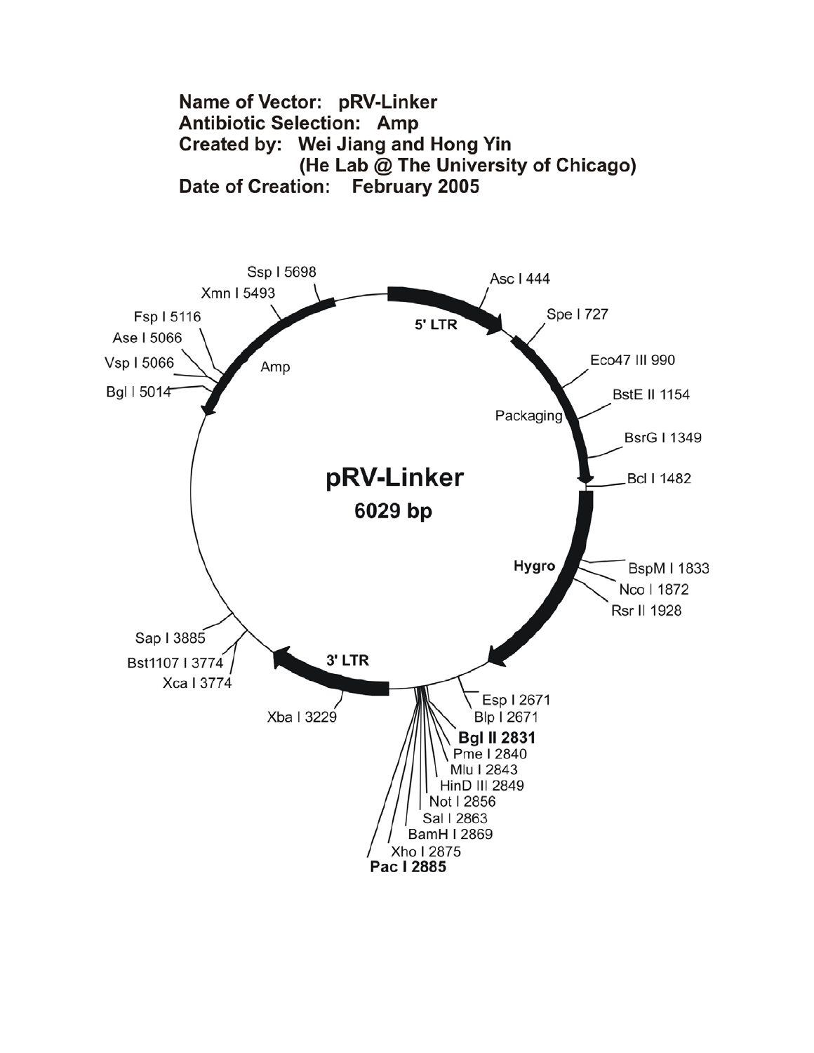**Name of Vector:** pRV-Linker
**Antibiotic Selection:** Amp
**Created by:** Wei Jiang and Hong Yin
(He Lab @ The University of Chicago)
**Date of Creation:** February 2005

pRV-Linker
6029 bp

5' LTR
Asc I 444
Spe I 727
Eco47 III 990
BstE II 1154
Packaging
BsrG I 1349
Bcl I 1482
Hygro
BspM I 1833
Nco I 1872
Rsr II 1928
Esp I 2671
Blp I 2671
**Bgl II 2831**
Pme I 2840
Mlu I 2843
HinD III 2849
Not I 2856
Sal I 2863
BamH I 2869
Xho I 2875
**Pac I 2885**
3' LTR
Xba I 3229
Xca I 3774
Bst1107 I 3774
Sap I 3885
Amp
Bgl I 5014
Vsp I 5066
Ase I 5066
Fsp I 5116
Xmn I 5493
Ssp I 5698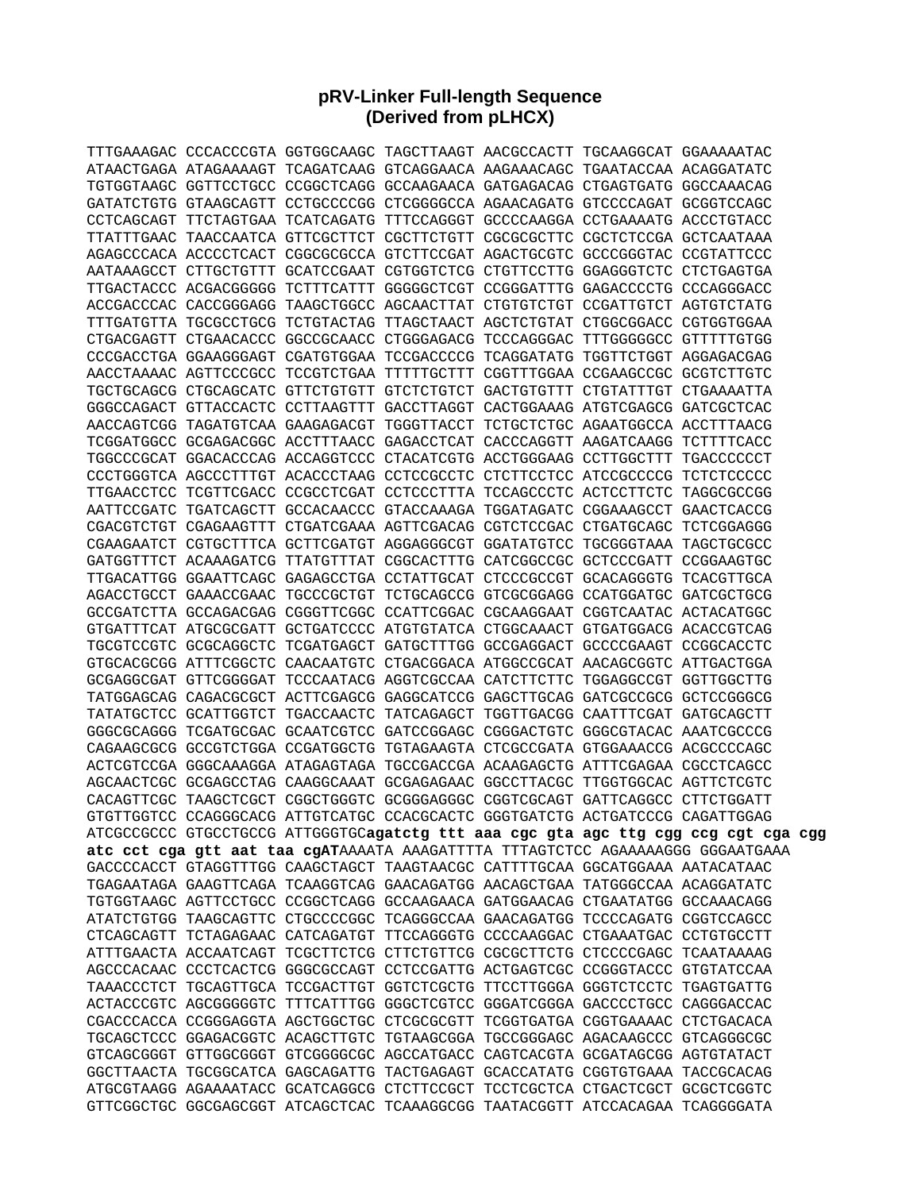# pRV-Linker Full-length Sequence
# (Derived from pLHCX)

```
TTTGAAAGAC CCCACCCGTA GGTGGCAAGC TAGCTTAAGT AACGCCACTT TGCAAGGCAT GGAAAAATAC
ATAACTGAGA ATAGAAAAGT TCAGATCAAG GTCAGGAACA AAGAAACAGC TGAATACCAA ACAGGATATC
TGTGGTAAGC GGTTCCTGCC CCGGCTCAGG GCCAAGAACA GATGAGACAG CTGAGTGATG GGCCAAACAG
GATATCTGTG GTAAGCAGTT CCTGCCCCGG CTCGGGGCCA AGAACAGATG GTCCCCAGAT GCGGTCCAGC
CCTCAGCAGT TTCTAGTGAA TCATCAGATG TTTCCAGGGT GCCCCAAGGA CCTGAAAATG ACCCTGTACC
TTATTTGAAC TAACCAATCA GTTCGCTTCT CGCTTCTGTT CGCGCGCTTC CGCTCTCCGA GCTCAATAAA
AGAGCCCACA ACCCCTCACT CGGCGCGCCA GTCTTCCGAT AGACTGCGTC GCCCGGGTAC CCGTATTCCC
AATAAAGCCT CTTGCTGTTT GCATCCGAAT CGTGGTCTCG CTGTTCCTTG GGAGGGTCTC CTCTGAGTGA
TTGACTACCC ACGACGGGGG TCTTTCATTT GGGGGCTCGT CCGGGATTTG GAGACCCCTG CCCAGGGACC
ACCGACCCAC CACCGGGAGG TAAGCTGGCC AGCAACTTAT CTGTGTCTGT CCGATTGTCT AGTGTCTATG
TTTGATGTTA TGCGCCTGCG TCTGTACTAG TTAGCTAACT AGCTCTGTAT CTGGCGGACC CGTGGTGGAA
CTGACGAGTT CTGAACACCC GGCCGCAACC CTGGGAGACG TCCCAGGGAC TTTGGGGGCC GTTTTTGTGG
CCCGACCTGA GGAAGGGAGT CGATGTGGAA TCCGACCCCG TCAGGATATG TGGTTCTGGT AGGAGACGAG
AACCTAAAAC AGTTCCCGCC TCCGTCTGAA TTTTTGCTTT CGGTTTGGAA CCGAAGCCGC GCGTCTTGTC
TGCTGCAGCG CTGCAGCATC GTTCTGTGTT GTCTCTGTCT GACTGTGTTT CTGTATTTGT CTGAAAATTA
GGGCCAGACT GTTACCACTC CCTTAAGTTT GACCTTAGGT CACTGGAAAG ATGTCGAGCG GATCGCTCAC
AACCAGTCGG TAGATGTCAA GAAGAGACGT TGGGTTACCT TCTGCTCTGC AGAATGGCCA ACCTTTAACG
TCGGATGGCC GCGAGACGGC ACCTTTAACC GAGACCTCAT CACCCAGGTT AAGATCAAGG TCTTTTCACC
TGGCCCGCAT GGACACCCAG ACCAGGTCCC CTACATCGTG ACCTGGGAAG CCTTGGCTTT TGACCCCCCT
CCCTGGGTCA AGCCCTTTGT ACACCCTAAG CCTCCGCCTC CTCTTCCTCC ATCCGCCCCG TCTCTCCCCC
TTGAACCTCC TCGTTCGACC CCGCCTCGAT CCTCCCTTTA TCCAGCCCTC ACTCCTTCTC TAGGCGCCGG
AATTCCGATC TGATCAGCTT GCCACAACCC GTACCAAAGA TGGATAGATC CGGAAAGCCT GAACTCACCG
CGACGTCTGT CGAGAAGTTT CTGATCGAAA AGTTCGACAG CGTCTCCGAC CTGATGCAGC TCTCGGAGGG
CGAAGAATCT CGTGCTTTCA GCTTCGATGT AGGAGGGCGT GGATATGTCC TGCGGGTAAA TAGCTGCGCC
GATGGTTTCT ACAAAGATCG TTATGTTTAT CGGCACTTTG CATCGGCCGC GCTCCCGATT CCGGAAGTGC
TTGACATTGG GGAATTCAGC GAGAGCCTGA CCTATTGCAT CTCCCGCCGT GCACAGGGTG TCACGTTGCA
AGACCTGCCT GAAACCGAAC TGCCCGCTGT TCTGCAGCCG GTCGCGGAGG CCATGGATGC GATCGCTGCG
GCCGATCTTA GCCAGACGAG CGGGTTCGGC CCATTCGGAC CGCAAGGAAT CGGTCAATAC ACTACATGGC
GTGATTTCAT ATGCGCGATT GCTGATCCCC ATGTGTATCA CTGGCAAACT GTGATGGACG ACACCGTCAG
TGCGTCCGTC GCGCAGGCTC TCGATGAGCT GATGCTTTGG GCCGAGGACT GCCCCGAAGT CCGGCACCTC
GTGCACGCGG ATTTCGGCTC CAACAATGTC CTGACGGACA ATGGCCGCAT AACAGCGGTC ATTGACTGGA
GCGAGGCGAT GTTCGGGGAT TCCCAATACG AGGTCGCCAA CATCTTCTTC TGGAGGCCGT GGTTGGCTTG
TATGGAGCAG CAGACGCGCT ACTTCGAGCG GAGGCATCCG GAGCTTGCAG GATCGCCGCG GCTCCGGGCG
TATATGCTCC GCATTGGTCT TGACCAACTC TATCAGAGCT TGGTTGACGG CAATTTCGAT GATGCAGCTT
GGGCGCAGGG TCGATGCGAC GCAATCGTCC GATCCGGAGC CGGGACTGTC GGGCGTACAC AAATCGCCCG
CAGAAGCGCG GCCGTCTGGA CCGATGGCTG TGTAGAAGTA CTCGCCGATA GTGGAAACCG ACGCCCCAGC
ACTCGTCCGA GGGCAAAGGA ATAGAGTAGA TGCCGACCGA ACAAGAGCTG ATTTCGAGAA CGCCTCAGCC
AGCAACTCGC GCGAGCCTAG CAAGGCAAAT GCGAGAGAAC GGCCTTACGC TTGGTGGCAC AGTTCTCGTC
CACAGTTCGC TAAGCTCGCT CGGCTGGGTC GCGGGAGGGC CGGTCGCAGT GATTCAGGCC CTTCTGGATT
GTGTTGGTCC CCAGGGCACG ATTGTCATGC CCACGCACTC GGGTGATCTG ACTGATCCCG CAGATTGGAG
ATCGCCGCCC GTGCCTGCCG ATTGGGTGCagatctg ttt aaa cgc gta agc ttg cgg ccg cgt cga cgg
atc cct cga gtt aat taa cgATAAAATA AAAGATTTTA TTTAGTCTCC AGAAAAAGGG GGGAATGAAA
GACCCCACCT GTAGGTTTGG CAAGCTAGCT TAAGTAACGC CATTTTGCAA GGCATGGAAA AATACATAAC
TGAGAATAGA GAAGTTCAGA TCAAGGTCAG GAACAGATGG AACAGCTGAA TATGGGCCAA ACAGGATATC
TGTGGTAAGC AGTTCCTGCC CCGGCTCAGG GCCAAGAACA GATGGAACAG CTGAATATGG GCCAAACAGG
ATATCTGTGG TAAGCAGTTC CTGCCCCGGC TCAGGGCCAA GAACAGATGG TCCCCAGATG CGGTCCAGCC
CTCAGCAGTT TCTAGAGAAC CATCAGATGT TTCCAGGGTG CCCCAAGGAC CTGAAATGAC CCTGTGCCTT
ATTTGAACTA ACCAATCAGT TCGCTTCTCG CTTCTGTTCG CGCGCTTCTG CTCCCCGAGC TCAATAAAAG
AGCCCACAAC CCCTCACTCG GGGCGCCAGT CCTCCGATTG ACTGAGTCGC CCGGGTACCC GTGTATCCAA
TAAACCCTCT TGCAGTTGCA TCCGACTTGT GGTCTCGCTG TTCCTTGGGA GGGTCTCCTC TGAGTGATTG
ACTACCCGTC AGCGGGGGTC TTTCATTTGG GGGCTCGTCC GGGATCGGGA GACCCCTGCC CAGGGACCAC
CGACCCACCA CCGGGAGGTA AGCTGGCTGC CTCGCGCGTT TCGGTGATGA CGGTGAAAAC CTCTGACACA
TGCAGCTCCC GGAGACGGTC ACAGCTTGTC TGTAAGCGGA TGCCGGGAGC AGACAAGCCC GTCAGGGCGC
GTCAGCGGGT GTTGGCGGGT GTCGGGGCGC AGCCATGACC CAGTCACGTA GCGATAGCGG AGTGTATACT
GGCTTAACTA TGCGGCATCA GAGCAGATTG TACTGAGAGT GCACCATATG CGGTGTGAAA TACCGCACAG
ATGCGTAAGG AGAAAATACC GCATCAGGCG CTCTTCCGCT TCCTCGCTCA CTGACTCGCT GCGCTCGGTC
GTTCGGCTGC GGCGAGCGGT ATCAGCTCAC TCAAAGGCGG TAATACGGTT ATCCACAGAA TCAGGGGATA
```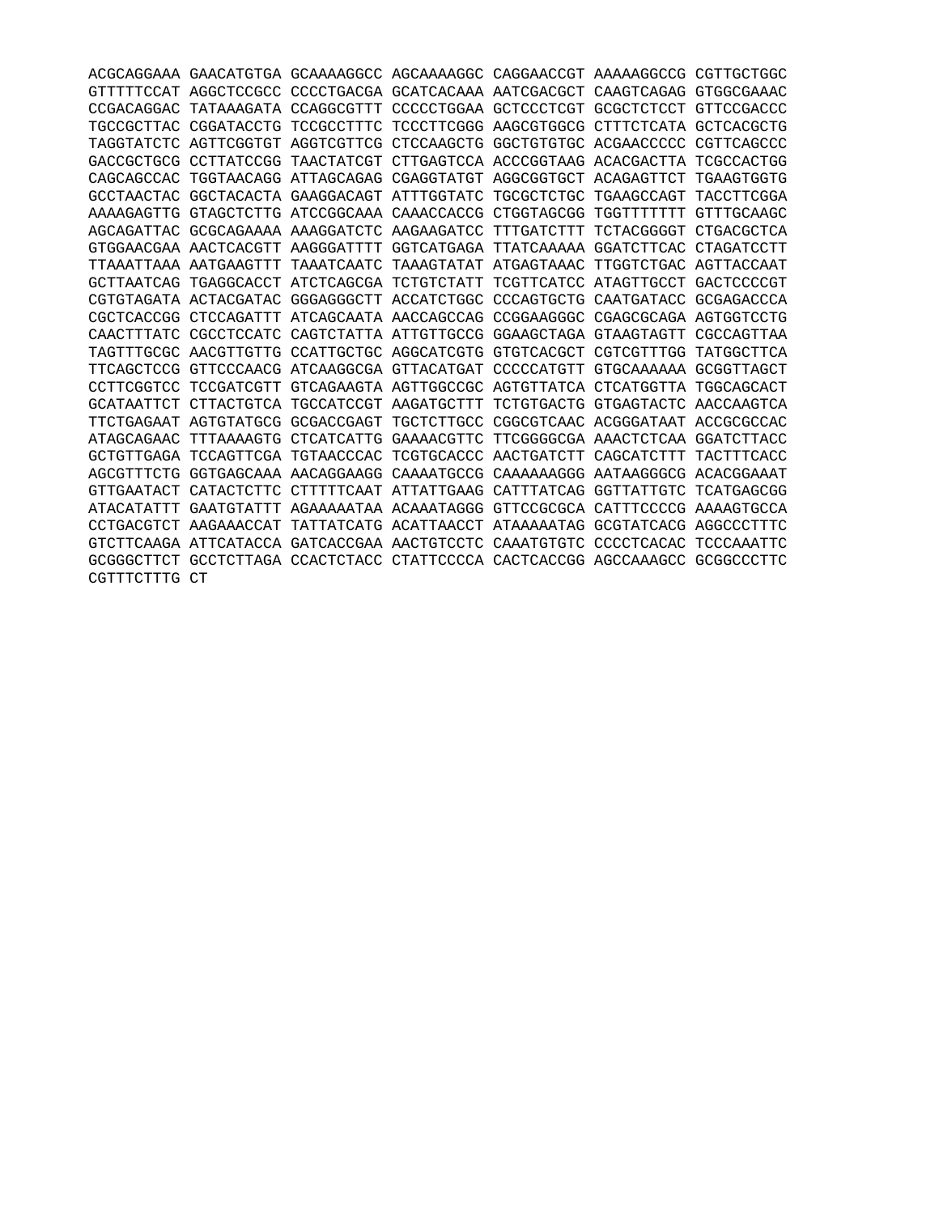```
ACGCAGGAAA GAACATGTGA GCAAAAGGCC AGCAAAAGGC CAGGAACCGT AAAAAGGCCG CGTTGCTGGC
GTTTTTCCAT AGGCTCCGCC CCCCTGACGA GCATCACAAA AATCGACGCT CAAGTCAGAG GTGGCGAAAC
CCGACAGGAC TATAAAGATA CCAGGCGTTT CCCCCTGGAA GCTCCCTCGT GCGCTCTCCT GTTCCGACCC
TGCCGCTTAC CGGATACCTG TCCGCCTTTC TCCCTTCGGG AAGCGTGGCG CTTTCTCATA GCTCACGCTG
TAGGTATCTC AGTTCGGTGT AGGTCGTTCG CTCCAAGCTG GGCTGTGTGC ACGAACCCCC CGTTCAGCCC
GACCGCTGCG CCTTATCCGG TAACTATCGT CTTGAGTCCA ACCCGGTAAG ACACGACTTA TCGCCACTGG
CAGCAGCCAC TGGTAACAGG ATTAGCAGAG CGAGGTATGT AGGCGGTGCT ACAGAGTTCT TGAAGTGGTG
GCCTAACTAC GGCTACACTA GAAGGACAGT ATTTGGTATC TGCGCTCTGC TGAAGCCAGT TACCTTCGGA
AAAAGAGTTG GTAGCTCTTG ATCCGGCAAA CAAACCACCG CTGGTAGCGG TGGTTTTTTT GTTTGCAAGC
AGCAGATTAC GCGCAGAAAA AAAGGATCTC AAGAAGATCC TTTGATCTTT TCTACGGGGT CTGACGCTCA
GTGGAACGAA AACTCACGTT AAGGGATTTT GGTCATGAGA TTATCAAAAA GGATCTTCAC CTAGATCCTT
TTAAATTAAA AATGAAGTTT TAAATCAATC TAAAGTATAT ATGAGTAAAC TTGGTCTGAC AGTTACCAAT
GCTTAATCAG TGAGGCACCT ATCTCAGCGA TCTGTCTATT TCGTTCATCC ATAGTTGCCT GACTCCCCGT
CGTGTAGATA ACTACGATAC GGGAGGGCTT ACCATCTGGC CCCAGTGCTG CAATGATACC GCGAGACCCA
CGCTCACCGG CTCCAGATTT ATCAGCAATA AACCAGCCAG CCGGAAGGGC CGAGCGCAGA AGTGGTCCTG
CAACTTTATC CGCCTCCATC CAGTCTATTA ATTGTTGCCG GGAAGCTAGA GTAAGTAGTT CGCCAGTTAA
TAGTTTGCGC AACGTTGTTG CCATTGCTGC AGGCATCGTG GTGTCACGCT CGTCGTTTGG TATGGCTTCA
TTCAGCTCCG GTTCCCAACG ATCAAGGCGA GTTACATGAT CCCCCATGTT GTGCAAAAAA GCGGTTAGCT
CCTTCGGTCC TCCGATCGTT GTCAGAAGTA AGTTGGCCGC AGTGTTATCA CTCATGGTTA TGGCAGCACT
GCATAATTCT CTTACTGTCA TGCCATCCGT AAGATGCTTT TCTGTGACTG GTGAGTACTC AACCAAGTCA
TTCTGAGAAT AGTGTATGCG GCGACCGAGT TGCTCTTGCC CGGCGTCAAC ACGGGATAAT ACCGCGCCAC
ATAGCAGAAC TTTAAAAGTG CTCATCATTG GAAAACGTTC TTCGGGGCGA AAACTCTCAA GGATCTTACC
GCTGTTGAGA TCCAGTTCGA TGTAACCCAC TCGTGCACCC AACTGATCTT CAGCATCTTT TACTTTCACC
AGCGTTTCTG GGTGAGCAAA AACAGGAAGG CAAAATGCCG CAAAAAAGGG AATAAGGGCG ACACGGAAAT
GTTGAATACT CATACTCTTC CTTTTTCAAT ATTATTGAAG CATTTATCAG GGTTATTGTC TCATGAGCGG
ATACATATTT GAATGTATTT AGAAAAATAA ACAAATAGGG GTTCCGCGCA CATTTCCCCG AAAAGTGCCA
CCTGACGTCT AAGAAACCAT TATTATCATG ACATTAACCT ATAAAAATAG GCGTATCACG AGGCCCTTTC
GTCTTCAAGA ATTCATACCA GATCACCGAA AACTGTCCTC CAAATGTGTC CCCCTCACAC TCCCAAATTC
GCGGGCTTCT GCCTCTTAGA CCACTCTACC CTATTCCCCA CACTCACCGG AGCCAAAGCC GCGGCCCTTC
CGTTTCTTTG CT
```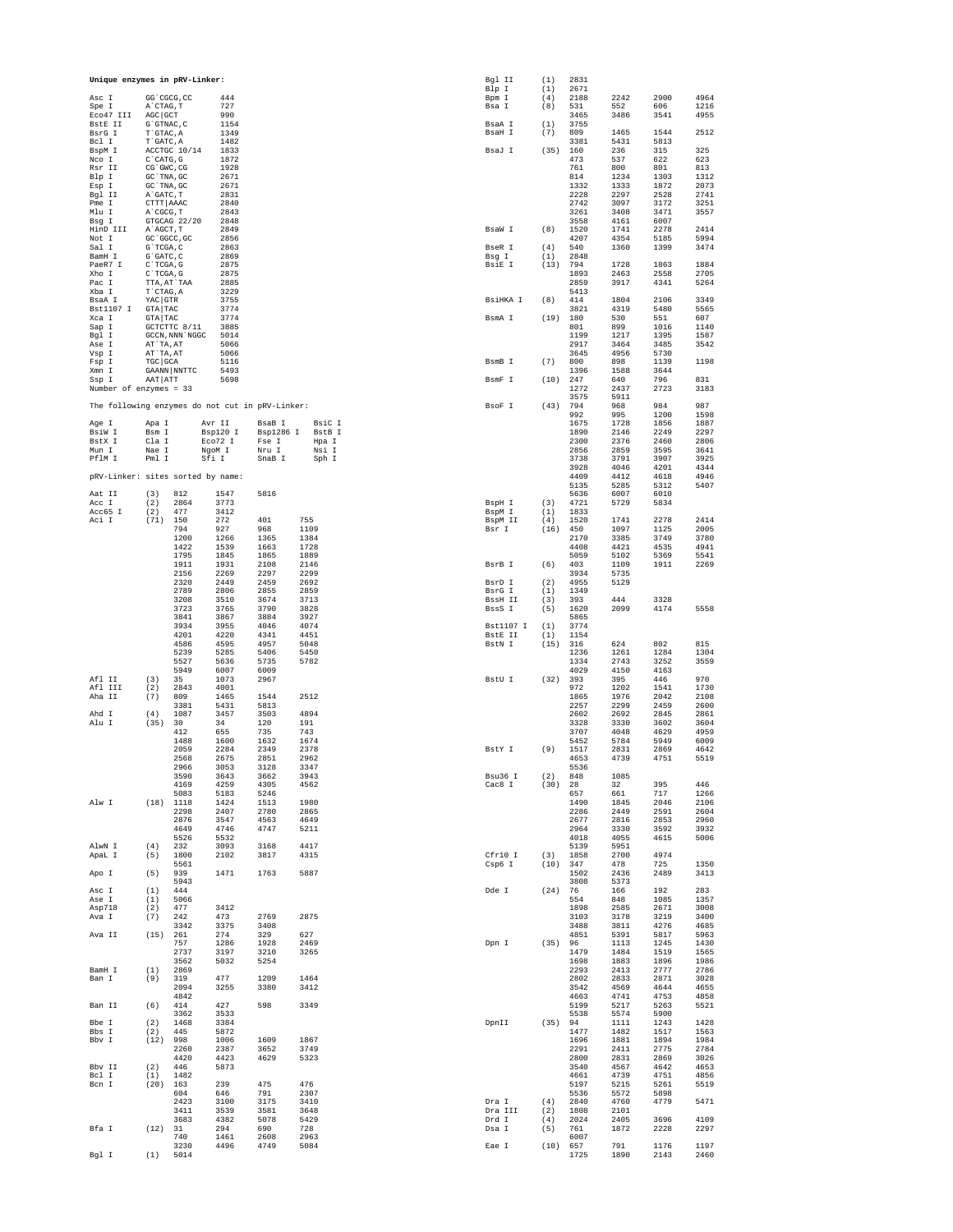**Unique enzymes in pRV-Linker:**

| Enzyme | Site | Position |
|---|---|---|
| Asc I | GG`CGCG,CC | 444 |
| Spe I | A`CTAG,T | 727 |
| Eco47 III | AGC\|GCT | 990 |
| BstE II | G`GTNAC,C | 1154 |
| BsrG I | T`GTAC,A | 1349 |
| Bcl I | T`GATC,A | 1482 |
| BspM I | ACCTGC 10/14 | 1833 |
| Nco I | C`CATG,G | 1872 |
| Rsr II | CG`GWC,CG | 1928 |
| Blp I | GC`TNA,GC | 2671 |
| Esp I | GC`TNA,GC | 2671 |
| Bgl II | A`GATC,T | 2831 |
| Pme I | CTTT\|AAAC | 2840 |
| Mlu I | A`CGCG,T | 2843 |
| Bsg I | GTGCAG 22/20 | 2848 |
| HinD III | A`AGCT,T | 2849 |
| Not I | GC`GGCC,GC | 2856 |
| Sal I | G`TCGA,C | 2863 |
| BamH I | G`GATC,C | 2869 |
| PaeR7 I | C`TCGA,G | 2875 |
| Xho I | C`TCGA,G | 2875 |
| Pac I | TTA,AT`TAA | 2885 |
| Xba I | T`CTAG,A | 3229 |
| BsaA I | YAC\|GTR | 3755 |
| Bst1107 I | GTA\|TAC | 3774 |
| Xca I | GTA\|TAC | 3774 |
| Sap I | GCTCTTC 8/11 | 3885 |
| Bgl I | GCCN,NNN`NGGC | 5014 |
| Ase I | AT`TA,AT | 5066 |
| Vsp I | AT`TA,AT | 5066 |
| Fsp I | TGC\|GCA | 5116 |
| Xmn I | GAANN\|NNTTC | 5493 |
| Ssp I | AAT\|ATT | 5698 |

Number of enzymes = 33

The following enzymes do not cut in pRV-Linker:

| | | | | |
|---|---|---|---|---|
| Age I | Apa I | Avr II | BsaB I | BsiC I |
| BsiW I | Bsm I | Bsp120 I | Bsp1286 I | BstB I |
| BstX I | Cla I | Eco72 I | Fse I | Hpa I |
| Mun I | Nae I | NgoM I | Nru I | Nsi I |
| PflM I | Pml I | Sfi I | SnaB I | Sph I |

pRV-Linker: sites sorted by name:

| Enzyme | (n) | Positions | | | |
|---|---|---|---|---|---|
| Aat II | (3) | 812 | 1547 | 5816 | |
| Acc I | (2) | 2864 | 3773 | | |
| Acc65 I | (2) | 477 | 3412 | | |
| Aci I | (71) | 150 | 272 | 401 | 755 |
| | | 794 | 927 | 968 | 1109 |
| | | 1200 | 1266 | 1365 | 1384 |
| | | 1422 | 1539 | 1663 | 1728 |
| | | 1795 | 1845 | 1865 | 1889 |
| | | 1911 | 1931 | 2108 | 2146 |
| | | 2156 | 2269 | 2297 | 2299 |
| | | 2320 | 2449 | 2459 | 2692 |
| | | 2789 | 2806 | 2855 | 2859 |
| | | 3208 | 3510 | 3674 | 3713 |
| | | 3723 | 3765 | 3790 | 3828 |
| | | 3841 | 3867 | 3884 | 3927 |
| | | 3934 | 3955 | 4046 | 4074 |
| | | 4201 | 4220 | 4341 | 4451 |
| | | 4586 | 4595 | 4957 | 5048 |
| | | 5239 | 5285 | 5406 | 5450 |
| | | 5527 | 5636 | 5735 | 5782 |
| | | 5949 | 6007 | 6009 | |
| Afl II | (3) | 35 | 1073 | 2967 | |
| Afl III | (2) | 2843 | 4001 | | |
| Aha II | (7) | 809 | 1465 | 1544 | 2512 |
| | | 3381 | 5431 | 5813 | |
| Ahd I | (4) | 1087 | 3457 | 3503 | 4894 |
| Alu I | (35) | 30 | 34 | 120 | 191 |
| | | 412 | 655 | 735 | 743 |
| | | 1488 | 1600 | 1632 | 1674 |
| | | 2059 | 2284 | 2349 | 2378 |
| | | 2568 | 2675 | 2851 | 2962 |
| | | 2966 | 3053 | 3128 | 3347 |
| | | 3590 | 3643 | 3662 | 3943 |
| | | 4169 | 4259 | 4305 | 4562 |
| | | 5083 | 5183 | 5246 | |
| Alw I | (18) | 1118 | 1424 | 1513 | 1980 |
| | | 2298 | 2407 | 2780 | 2865 |
| | | 2876 | 3547 | 4563 | 4649 |
| | | 4649 | 4746 | 4747 | 5211 |
| | | 5526 | 5532 | | |
| AlwN I | (4) | 232 | 3093 | 3168 | 4417 |
| ApaL I | (5) | 1800 | 2102 | 3817 | 4315 |
| | | 5561 | | | |
| Apo I | (5) | 939 | 1471 | 1763 | 5887 |
| | | 5943 | | | |
| Asc I | (1) | 444 | | | |
| Ase I | (1) | 5066 | | | |
| Asp718 | (2) | 477 | 3412 | | |
| Ava I | (7) | 242 | 473 | 2769 | 2875 |
| | | 3342 | 3375 | 3408 | |
| Ava II | (15) | 261 | 274 | 329 | 627 |
| | | 757 | 1286 | 1928 | 2469 |
| | | 2737 | 3197 | 3210 | 3265 |
| | | 3562 | 5032 | 5254 | |
| BamH I | (1) | 2869 | | | |
| Ban I | (9) | 319 | 477 | 1209 | 1464 |
| | | 2094 | 3255 | 3380 | 3412 |
| | | 4842 | | | |
| Ban II | (6) | 414 | 427 | 598 | 3349 |
| | | 3362 | 3533 | | |
| Bbe I | (2) | 1468 | 3384 | | |
| Bbs I | (2) | 445 | 5872 | | |
| Bbv I | (12) | 998 | 1006 | 1609 | 1867 |
| | | 2260 | 2387 | 3652 | 3749 |
| | | 4420 | 4423 | 4629 | 5323 |
| Bbv II | (2) | 446 | 5873 | | |
| Bcl I | (1) | 1482 | | | |
| Bcn I | (20) | 163 | 239 | 475 | 476 |
| | | 604 | 646 | 791 | 2307 |
| | | 2423 | 3100 | 3175 | 3410 |
| | | 3411 | 3539 | 3581 | 3648 |
| | | 3683 | 4382 | 5078 | 5429 |
| Bfa I | (12) | 31 | 294 | 690 | 728 |
| | | 740 | 1461 | 2608 | 2963 |
| | | 3230 | 4496 | 4749 | 5084 |
| Bgl I | (1) | 5014 | | | |
| Bgl II | (1) | 2831 | | | |
| Blp I | (1) | 2671 | | | |
| Bpm I | (4) | 2188 | 2242 | 2900 | 4964 |
| Bsa I | (8) | 531 | 552 | 606 | 1216 |
| | | 3465 | 3486 | 3541 | 4955 |
| BsaA I | (1) | 3755 | | | |
| BsaH I | (7) | 809 | 1465 | 1544 | 2512 |
| | | 3381 | 5431 | 5813 | |
| BsaJ I | (35) | 160 | 236 | 315 | 325 |
| | | 473 | 537 | 622 | 623 |
| | | 761 | 800 | 801 | 813 |
| | | 814 | 1234 | 1303 | 1312 |
| | | 1332 | 1333 | 1872 | 2073 |
| | | 2228 | 2297 | 2528 | 2741 |
| | | 2742 | 3097 | 3172 | 3251 |
| | | 3261 | 3408 | 3471 | 3557 |
| | | 3558 | 4161 | 6007 | |
| BsaW I | (8) | 1520 | 1741 | 2278 | 2414 |
| | | 4207 | 4354 | 5185 | 5994 |
| BseR I | (4) | 540 | 1360 | 1399 | 3474 |
| Bsg I | (1) | 2848 | | | |
| BsiE I | (13) | 794 | 1728 | 1863 | 1884 |
| | | 1893 | 2463 | 2558 | 2705 |
| | | 2859 | 3917 | 4341 | 5264 |
| | | 5413 | | | |
| BsiHKA I | (8) | 414 | 1804 | 2106 | 3349 |
| | | 3821 | 4319 | 5480 | 5565 |
| BsmA I | (19) | 180 | 530 | 551 | 607 |
| | | 801 | 899 | 1016 | 1140 |
| | | 1199 | 1217 | 1395 | 1587 |
| | | 2917 | 3464 | 3485 | 3542 |
| | | 3645 | 4956 | 5730 | |
| BsmB I | (7) | 800 | 898 | 1139 | 1198 |
| | | 1396 | 1588 | 3644 | |
| BsmF I | (10) | 247 | 640 | 796 | 831 |
| | | 1272 | 2437 | 2723 | 3183 |
| | | 3575 | 5911 | | |
| BsoF I | (43) | 794 | 968 | 984 | 987 |
| | | 992 | 995 | 1200 | 1598 |
| | | 1675 | 1728 | 1856 | 1887 |
| | | 1890 | 2146 | 2249 | 2297 |
| | | 2300 | 2376 | 2460 | 2806 |
| | | 2856 | 2859 | 3595 | 3641 |
| | | 3738 | 3791 | 3907 | 3925 |
| | | 3928 | 4046 | 4201 | 4344 |
| | | 4409 | 4412 | 4618 | 4946 |
| | | 5135 | 5285 | 5312 | 5407 |
| | | 5636 | 6007 | 6010 | |
| BspH I | (3) | 4721 | 5729 | 5834 | |
| BspM I | (1) | 1833 | | | |
| BspM II | (4) | 1520 | 1741 | 2278 | 2414 |
| Bsr I | (16) | 450 | 1097 | 1125 | 2005 |
| | | 2170 | 3385 | 3749 | 3780 |
| | | 4408 | 4421 | 4535 | 4941 |
| | | 5059 | 5102 | 5369 | 5541 |
| BsrB I | (6) | 403 | 1109 | 1911 | 2269 |
| | | 3934 | 5735 | | |
| BsrD I | (2) | 4955 | 5129 | | |
| BsrG I | (1) | 1349 | | | |
| BssH II | (3) | 393 | 444 | 3328 | |
| BssS I | (5) | 1620 | 2099 | 4174 | 5558 |
| | | 5865 | | | |
| Bst1107 I | (1) | 3774 | | | |
| BstE II | (1) | 1154 | | | |
| BstN I | (15) | 316 | 624 | 802 | 815 |
| | | 1236 | 1261 | 1284 | 1304 |
| | | 1334 | 2743 | 3252 | 3559 |
| | | 4029 | 4150 | 4163 | |
| BstU I | (32) | 393 | 395 | 446 | 970 |
| | | 972 | 1202 | 1541 | 1730 |
| | | 1865 | 1976 | 2042 | 2108 |
| | | 2257 | 2299 | 2459 | 2600 |
| | | 2602 | 2692 | 2845 | 2861 |
| | | 3328 | 3330 | 3602 | 3604 |
| | | 3707 | 4048 | 4629 | 4959 |
| | | 5452 | 5784 | 5949 | 6009 |
| BstY I | (9) | 1517 | 2831 | 2869 | 4642 |
| | | 4653 | 4739 | 4751 | 5519 |
| | | 5536 | | | |
| Bsu36 I | (2) | 848 | 1085 | | |
| Cac8 I | (30) | 28 | 32 | 395 | 446 |
| | | 657 | 661 | 717 | 1266 |
| | | 1490 | 1845 | 2046 | 2106 |
| | | 2286 | 2449 | 2591 | 2604 |
| | | 2677 | 2816 | 2853 | 2960 |
| | | 2964 | 3330 | 3592 | 3932 |
| | | 4018 | 4055 | 4615 | 5006 |
| | | 5139 | 5951 | | |
| Cfr10 I | (3) | 1858 | 2700 | 4974 | |
| Csp6 I | (10) | 347 | 478 | 725 | 1350 |
| | | 1502 | 2436 | 2489 | 3413 |
| | | 3808 | 5373 | | |
| Dde I | (24) | 76 | 166 | 192 | 283 |
| | | 554 | 848 | 1085 | 1357 |
| | | 1898 | 2585 | 2671 | 3008 |
| | | 3103 | 3178 | 3219 | 3400 |
| | | 3488 | 3811 | 4276 | 4685 |
| | | 4851 | 5391 | 5817 | 5963 |
| Dpn I | (35) | 96 | 1113 | 1245 | 1430 |
| | | 1479 | 1484 | 1519 | 1565 |
| | | 1698 | 1883 | 1896 | 1986 |
| | | 2293 | 2413 | 2777 | 2786 |
| | | 2802 | 2833 | 2871 | 3028 |
| | | 3542 | 4569 | 4644 | 4655 |
| | | 4663 | 4741 | 4753 | 4858 |
| | | 5199 | 5217 | 5263 | 5521 |
| | | 5538 | 5574 | 5900 | |
| DpnII | (35) | 94 | 1111 | 1243 | 1428 |
| | | 1477 | 1482 | 1517 | 1563 |
| | | 1696 | 1881 | 1894 | 1984 |
| | | 2291 | 2411 | 2775 | 2784 |
| | | 2800 | 2831 | 2869 | 3026 |
| | | 3540 | 4567 | 4642 | 4653 |
| | | 4661 | 4739 | 4751 | 4856 |
| | | 5197 | 5215 | 5261 | 5519 |
| | | 5536 | 5572 | 5898 | |
| Dra I | (4) | 2840 | 4760 | 4779 | 5471 |
| Dra III | (2) | 1808 | 2101 | | |
| Drd I | (4) | 2024 | 2405 | 3696 | 4109 |
| Dsa I | (5) | 761 | 1872 | 2228 | 2297 |
| | | 6007 | | | |
| Eae I | (10) | 657 | 791 | 1176 | 1197 |
| | | 1725 | 1890 | 2143 | 2460 |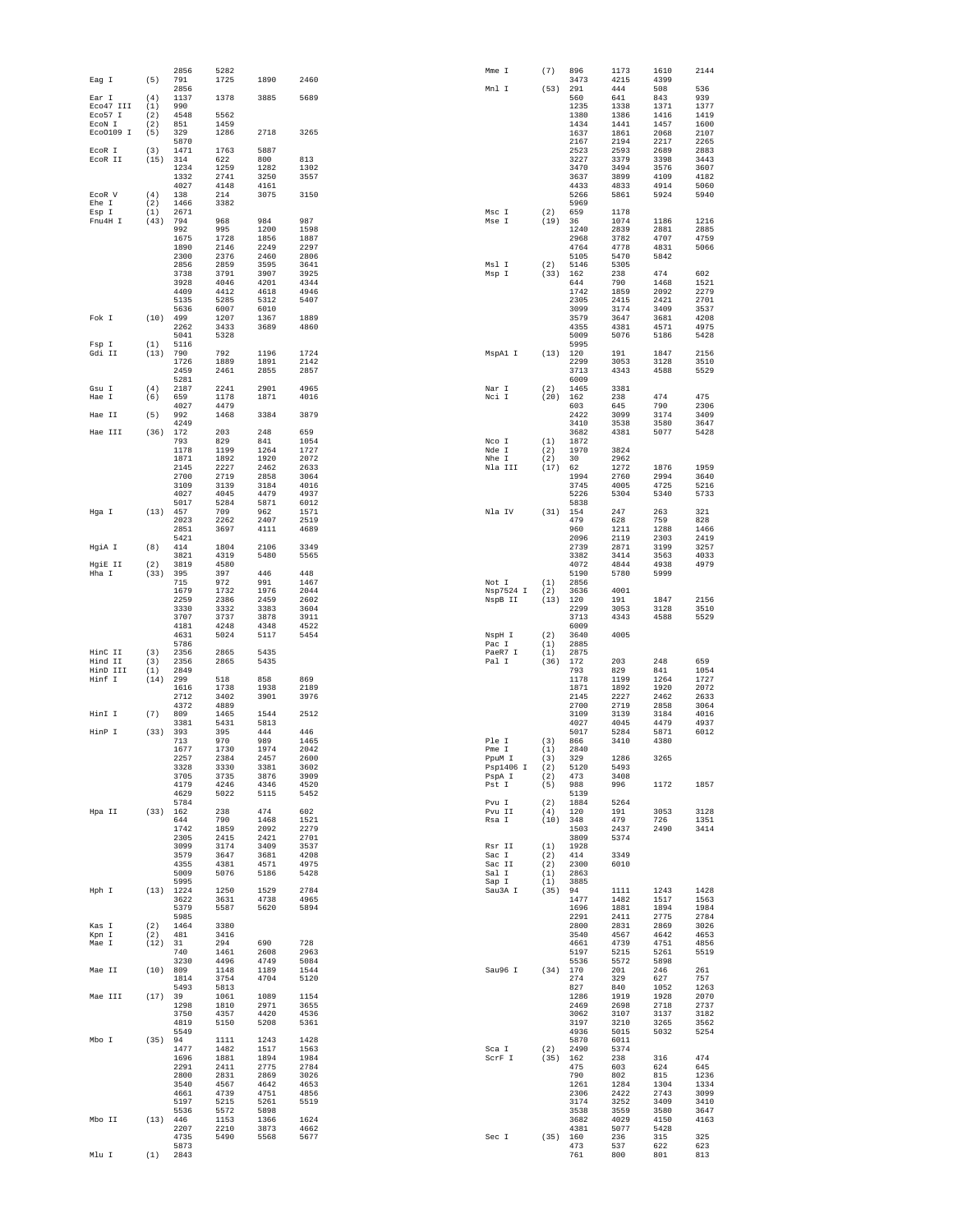```
              2856    5282
Eag I     (5) 791     1725    1890    2460
              2856
Ear I     (4) 1137    1378    3885    5689
Eco47 III (1) 990
Eco57 I   (2) 4548    5562
EcoN I    (2) 851     1459
EcoO109 I (5) 329     1286    2718    3265
              5870
EcoR I    (3) 1471    1763    5887
EcoR II  (15) 314     622     800     813
              1234    1259    1282    1302
              1332    2741    3250    3557
              4027    4148    4161
EcoR V    (4) 138     214     3075    3150
Ehe I     (2) 1466    3382
Esp I     (1) 2671
Fnu4H I  (43) 794     968     984     987
              992     995     1200    1598
              1675    1728    1856    1887
              1890    2146    2249    2297
              2300    2376    2460    2806
              2856    2859    3595    3641
              3738    3791    3907    3925
              3928    4046    4201    4344
              4409    4412    4618    4946
              5135    5285    5312    5407
              5636    6007    6010
Fok I    (10) 499     1207    1367    1889
              2262    3433    3689    4860
              5041    5328
Fsp I     (1) 5116
Gdi II   (13) 790     792     1196    1724
              1726    1889    1891    2142
              2459    2461    2855    2857
              5281
Gsu I     (4) 2187    2241    2901    4965
Hae I     (6) 659     1178    1871    4016
              4027    4479
Hae II    (5) 992     1468    3384    3879
              4249
Hae III  (36) 172     203     248     659
              793     829     841     1054
              1178    1199    1264    1727
              1871    1892    1920    2072
              2145    2227    2462    2633
              2700    2719    2858    3064
              3109    3139    3184    4016
              4027    4045    4479    4937
              5017    5284    5871    6012
Hga I    (13) 457     709     962     1571
              2023    2262    2407    2519
              2851    3697    4111    4689
              5421
HgiA I    (8) 414     1804    2106    3349
              3821    4319    5480    5565
HgiE II   (2) 3819    4580
Hha I    (33) 395     397     446     448
              715     972     991     1467
              1679    1732    1976    2044
              2259    2386    2459    2602
              3330    3332    3383    3604
              3707    3737    3878    3911
              4181    4248    4348    4522
              4631    5024    5117    5454
              5786
HinC II   (3) 2356    2865    5435
Hind II   (3) 2356    2865    5435
HinD III  (1) 2849
Hinf I   (14) 299     518     858     869
              1616    1738    1938    2189
              2712    3402    3901    3976
              4372    4889
HinI I    (7) 809     1465    1544    2512
              3381    5431    5813
HinP I   (33) 393     395     444     446
              713     970     989     1465
              1677    1730    1974    2042
              2257    2384    2457    2600
              3328    3330    3381    3602
              3705    3735    3876    3909
              4179    4246    4346    4520
              4629    5022    5115    5452
              5784
Hpa II   (33) 162     238     474     602
              644     790     1468    1521
              1742    1859    2092    2279
              2305    2415    2421    2701
              3099    3174    3409    3537
              3579    3647    3681    4208
              4355    4381    4571    4975
              5009    5076    5186    5428
              5995
Hph I    (13) 1224    1250    1529    2784
              3622    3631    4738    4965
              5379    5587    5620    5894
              5985
Kas I     (2) 1464    3380
Kpn I     (2) 481     3416
Mae I    (12) 31      294     690     728
              740     1461    2608    2963
              3230    4496    4749    5084
Mae II   (10) 809     1148    1189    1544
              1814    3754    4704    5120
              5493    5813
Mae III  (17) 39      1061    1089    1154
              1298    1810    2971    3655
              3750    4357    4420    4536
              4819    5150    5208    5361
              5549
Mbo I    (35) 94      1111    1243    1428
              1477    1482    1517    1563
              1696    1881    1894    1984
              2291    2411    2775    2784
              2800    2831    2869    3026
              3540    4567    4642    4653
              4661    4739    4751    4856
              5197    5215    5261    5519
              5536    5572    5898
Mbo II   (13) 446     1153    1366    1624
              2207    2210    3873    4662
              4735    5490    5568    5677
              5873
Mlu I     (1) 2843
Mme I     (7) 896     1173    1610    2144
              3473    4215    4399
Mnl I    (53) 291     444     508     536
              560     641     843     939
              1235    1338    1371    1377
              1380    1386    1416    1419
              1434    1441    1457    1600
              1637    1861    2068    2107
              2167    2194    2217    2265
              2523    2593    2689    2883
              3227    3379    3398    3443
              3470    3494    3576    3607
              3637    3899    4109    4182
              4433    4833    4914    5060
              5266    5861    5924    5940
              5969
Msc I     (2) 659     1178
Mse I    (19) 36      1074    1186    1216
              1240    2839    2881    2885
              2968    3782    4707    4759
              4764    4778    4831    5066
              5105    5470    5842
Msl I     (2) 5146    5305
Msp I    (33) 162     238     474     602
              644     790     1468    1521
              1742    1859    2092    2279
              2305    2415    2421    2701
              3099    3174    3409    3537
              3579    3647    3681    4208
              4355    4381    4571    4975
              5009    5076    5186    5428
              5995
MspA1 I  (13) 120     191     1847    2156
              2299    3053    3128    3510
              3713    4343    4588    5529
              6009
Nar I     (2) 1465    3381
Nci I    (20) 162     238     474     475
              603     645     790     2306
              2422    3099    3174    3409
              3410    3538    3580    3647
              3682    4381    5077    5428
Nco I     (1) 1872
Nde I     (2) 1970    3824
Nhe I     (2) 30      2962
Nla III  (17) 62      1272    1876    1959
              1994    2760    2994    3640
              3745    4005    4725    5216
              5226    5304    5340    5733
              5838
Nla IV   (31) 154     247     263     321
              479     628     759     828
              960     1211    1288    1466
              2096    2119    2303    2419
              2739    2871    3199    3257
              3382    3414    3563    4033
              4072    4844    4938    4979
              5190    5780    5999
Not I     (1) 2856
Nsp7524 I (2) 3636    4001
NspB II  (13) 120     191     1847    2156
              2299    3053    3128    3510
              3713    4343    4588    5529
              6009
NspH I    (2) 3640    4005
Pac I     (1) 2885
PaeR7 I   (1) 2875
Pal I    (36) 172     203     248     659
              793     829     841     1054
              1178    1199    1264    1727
              1871    1892    1920    2072
              2145    2227    2462    2633
              2700    2719    2858    3064
              3109    3139    3184    4016
              4027    4045    4479    4937
              5017    5284    5871    6012
Ple I     (3) 866     3410    4380
Pme I     (1) 2840
PpuM I    (3) 329     1286    3265
Psp1406 I (2) 5120    5493
PspA I    (2) 473     3408
Pst I     (5) 988     996     1172    1857
              5139
Pvu I     (2) 1884    5264
Pvu II    (4) 120     191     3053    3128
Rsa I    (10) 348     479     726     1351
              1503    2437    2490    3414
              3809    5374
Rsr II    (1) 1928
Sac I     (2) 414     3349
Sac II    (2) 2300    6010
Sal I     (1) 2863
Sap I     (1) 3885
Sau3A I  (35) 94      1111    1243    1428
              1477    1482    1517    1563
              1696    1881    1894    1984
              2291    2411    2775    2784
              2800    2831    2869    3026
              3540    4567    4642    4653
              4661    4739    4751    4856
              5197    5215    5261    5519
              5536    5572    5898
Sau96 I  (34) 170     201     246     261
              274     329     627     757
              827     840     1052    1263
              1286    1919    1928    2070
              2469    2698    2718    2737
              3062    3107    3137    3182
              3197    3210    3265    3562
              4936    5015    5032    5254
              5870    6011
Sca I     (2) 2490    5374
ScrF I   (35) 162     238     316     474
              475     603     624     645
              790     802     815     1236
              1261    1284    1304    1334
              2306    2422    2743    3099
              3174    3252    3409    3410
              3538    3559    3580    3647
              3682    4029    4150    4163
              4381    5077    5428
Sec I    (35) 160     236     315     325
              473     537     622     623
              761     800     801     813
```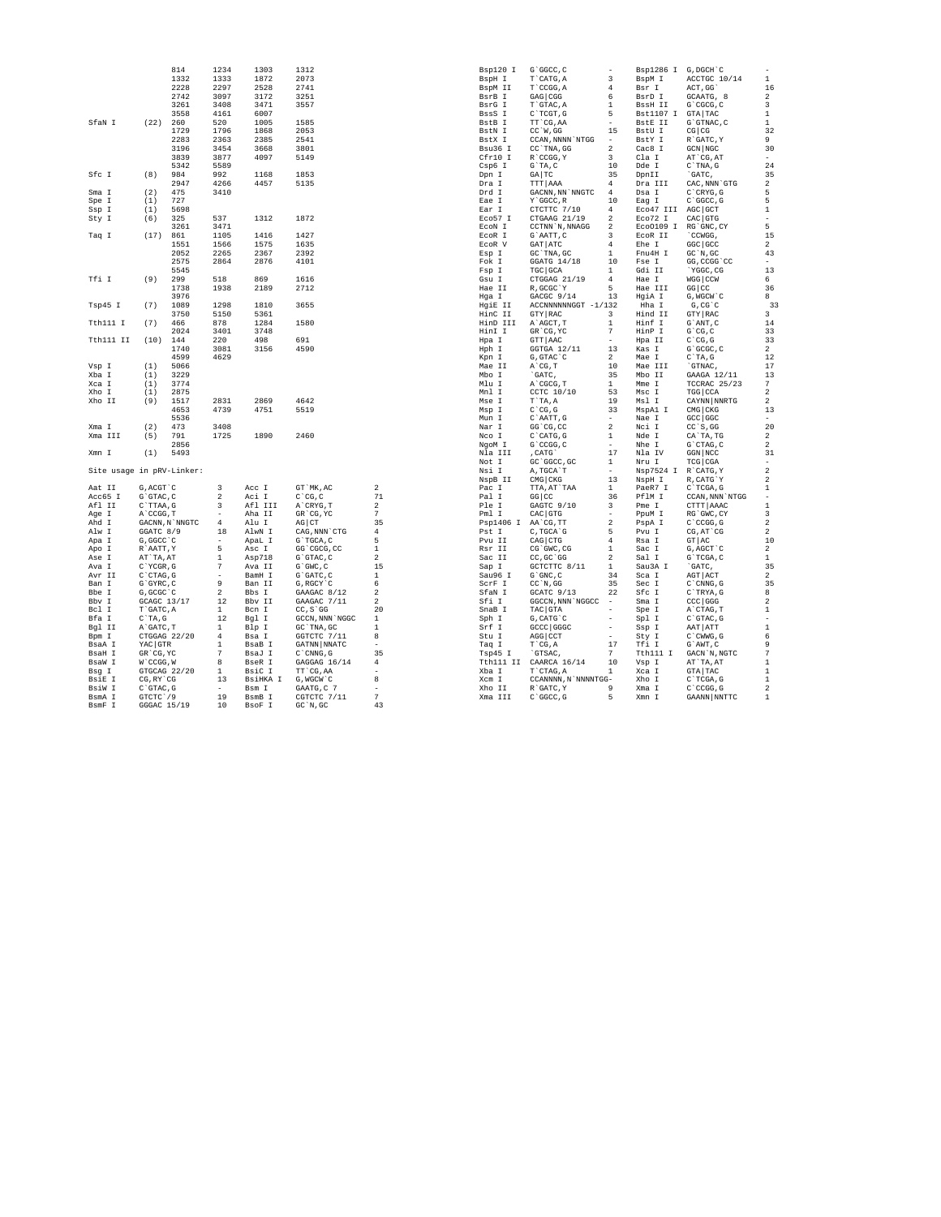| | | | | | | |
|---|---|---|---|---|---|---|
| | | 814 | 1234 | 1303 | 1312 | |
| | | 1332 | 1333 | 1872 | 2073 | |
| | | 2228 | 2297 | 2528 | 2741 | |
| | | 2742 | 3097 | 3172 | 3251 | |
| | | 3261 | 3408 | 3471 | 3557 | |
| | | 3558 | 4161 | 6007 | | |
| SfaN I | (22) | 260 | 520 | 1005 | 1585 | |
| | | 1729 | 1796 | 1868 | 2053 | |
| | | 2283 | 2363 | 2385 | 2541 | |
| | | 3196 | 3454 | 3668 | 3801 | |
| | | 3839 | 3877 | 4097 | 5149 | |
| | | 5342 | 5589 | | | |
| Sfc I | (8) | 984 | 992 | 1168 | 1853 | |
| | | 2947 | 4266 | 4457 | 5135 | |
| Sma I | (2) | 475 | 3410 | | | |
| Spe I | (1) | 727 | | | | |
| Ssp I | (1) | 5698 | | | | |
| Sty I | (6) | 325 | 537 | 1312 | 1872 | |
| | | 3261 | 3471 | | | |
| Taq I | (17) | 861 | 1105 | 1416 | 1427 | |
| | | 1551 | 1566 | 1575 | 1635 | |
| | | 2052 | 2265 | 2367 | 2392 | |
| | | 2575 | 2864 | 2876 | 4101 | |
| | | 5545 | | | | |
| Tfi I | (9) | 299 | 518 | 869 | 1616 | |
| | | 1738 | 1938 | 2189 | 2712 | |
| | | 3976 | | | | |
| Tsp45 I | (7) | 1089 | 1298 | 1810 | 3655 | |
| | | 3750 | 5150 | 5361 | | |
| Tth111 I | (7) | 466 | 878 | 1284 | 1580 | |
| | | 2024 | 3401 | 3748 | | |
| Tth111 II | (10) | 144 | 220 | 498 | 691 | |
| | | 1740 | 3081 | 3156 | 4590 | |
| | | 4599 | 4629 | | | |
| Vsp I | (1) | 5066 | | | | |
| Xba I | (1) | 3229 | | | | |
| Xca I | (1) | 3774 | | | | |
| Xho I | (1) | 2875 | | | | |
| Xho II | (9) | 1517 | 2831 | 2869 | 4642 | |
| | | 4653 | 4739 | 4751 | 5519 | |
| | | 5536 | | | | |
| Xma I | (2) | 473 | 3408 | | | |
| Xma III | (5) | 791 | 1725 | 1890 | 2460 | |
| | | 2856 | | | | |
| Xmn I | (1) | 5493 | | | | |

Site usage in pRV-Linker:

| | | | | | |
|---|---|---|---|---|---|
| Aat II | G,ACGT`C | 3 | Acc I | GT`MK,AC | 2 |
| Acc65 I | G`GTAC,C | 2 | Aci I | C`CG,C | 71 |
| Afl II | C`TTAA,G | 3 | Afl III | A`CRYG,T | 2 |
| Age I | A`CCGG,T | - | Aha II | GR`CG,YC | 7 |
| Ahd I | GACNN,N`NNGTC | 4 | Alu I | AG\|CT | 35 |
| Alw I | GGATC 8/9 | 18 | AlwN I | CAG,NNN`CTG | 4 |
| Apa I | G,GGCC`C | - | ApaL I | G`TGCA,C | 5 |
| Apo I | R`AATT,Y | 5 | Asc I | GG`CGCG,CC | 1 |
| Ase I | AT`TA,AT | 1 | Asp718 | G`GTAC,C | 2 |
| Ava I | C`YCGR,G | 7 | Ava II | G`GWC,C | 15 |
| Avr II | C`CTAG,G | - | BamH I | G`GATC,C | 1 |
| Ban I | G`GYRC,C | 9 | Ban II | G,RGCY`C | 6 |
| Bbe I | G,GCGC`C | 2 | Bbs I | GAAGAC 8/12 | 2 |
| Bbv I | GCAGC 13/17 | 12 | Bbv II | GAAGAC 7/11 | 2 |
| Bcl I | T`GATC,A | 1 | Bcn I | CC,S`GG | 20 |
| Bfa I | C`TA,G | 12 | Bgl I | GCCN,NNN`NGGC | 1 |
| Bgl II | A`GATC,T | 1 | Blp I | GC`TNA,GC | 1 |
| Bpm I | CTGGAG 22/20 | 4 | Bsa I | GGTCTC 7/11 | 8 |
| BsaA I | YAC\|GTR | 1 | BsaB I | GATNN\|NNATC | - |
| BsaH I | GR`CG,YC | 7 | BsaJ I | C`CNNG,G | 35 |
| BsaW I | W`CCGG,W | 8 | BseR I | GAGGAG 16/14 | 4 |
| Bsg I | GTGCAG 22/20 | 1 | BsiC I | TT`CG,AA | - |
| BsiE I | CG,RY`CG | 13 | BsiHKA I | G,WGCW`C | 8 |
| BsiW I | C`GTAC,G | - | Bsm I | GAATG,C 7 | - |
| BsmA I | GTCTC`/9 | 19 | BsmB I | CGTCTC 7/11 | 7 |
| BsmF I | GGGAC 15/19 | 10 | BsoF I | GC`N,GC | 43 |
| Bsp120 I | G`GGCC,C | - | Bsp1286 I | G,DGCH`C | - |
| BspH I | T`CATG,A | 3 | BspM I | ACCTGC 10/14 | 1 |
| BspM II | T`CCGG,A | 4 | Bsr I | ACT,GG` | 16 |
| BsrB I | GAG\|CGG | 6 | BsrD I | GCAATG, 8 | 2 |
| BsrG I | T`GTAC,A | 1 | BssH II | G`CGCG,C | 3 |
| BssS I | C`TCGT,G | 5 | Bst1107 I | GTA\|TAC | 1 |
| BstB I | TT`CG,AA | - | BstE II | G`GTNAC,C | 1 |
| BstN I | CC`W,GG | 15 | BstU I | CG\|CG | 32 |
| BstX I | CCAN,NNNN`NTGG | - | BstY I | R`GATC,Y | 9 |
| Bsu36 I | CC`TNA,GG | 2 | Cac8 I | GCN\|NGC | 30 |
| Cfr10 I | R`CCGG,Y | 3 | Cla I | AT`CG,AT | - |
| Csp6 I | G`TA,C | 10 | Dde I | C`TNA,G | 24 |
| Dpn I | GA\|TC | 35 | DpnII | `GATC, | 35 |
| Dra I | TTT\|AAA | 4 | Dra III | CAC,NNN`GTG | 2 |
| Drd I | GACNN,NN`NNGTC | 4 | Dsa I | C`CRYG,G | 5 |
| Eae I | Y`GGCC,R | 10 | Eag I | C`GGCC,G | 5 |
| Ear I | CTCTTC 7/10 | 4 | Eco47 III | AGC\|GCT | 1 |
| Eco57 I | CTGAAG 21/19 | 2 | Eco72 I | CAC\|GTG | - |
| EcoN I | CCTNN`N,NNAGG | 2 | EcoO109 I | RG`GNC,CY | 5 |
| EcoR I | G`AATT,C | 3 | EcoR II | `CCWGG, | 15 |
| EcoR V | GAT\|ATC | 4 | Ehe I | GGC\|GCC | 2 |
| Esp I | GC`TNA,GC | 1 | Fnu4H I | GC`N,GC | 43 |
| Fok I | GGATG 14/18 | 10 | Fse I | GG,CCGG`CC | - |
| Fsp I | TGC\|GCA | 1 | Gdi II | `YGGC,CG | 13 |
| Gsu I | CTGGAG 21/19 | 4 | Hae I | WGG\|CCW | 6 |
| Hae II | R,GCGC`Y | 5 | Hae III | GG\|CC | 36 |
| Hga I | GACGC 9/14 | 13 | HgiA I | G,WGCW`C | 8 |
| HgiE II | ACCNNNNNNGGT -1/132 | | Hha I | G,CG`C | 33 |
| HinC II | GTY\|RAC | 3 | Hind II | GTY\|RAC | 3 |
| HinD III | A`AGCT,T | 1 | Hinf I | G`ANT,C | 14 |
| HinI I | GR`CG,YC | 7 | HinP I | G`CG,C | 33 |
| Hpa I | GTT\|AAC | - | Hpa II | C`CG,G | 33 |
| Hph I | GGTGA 12/11 | 13 | Kas I | G`GCGC,C | 2 |
| Kpn I | G,GTAC`C | 2 | Mae I | C`TA,G | 12 |
| Mae II | A`CG,T | 10 | Mae III | `GTNAC, | 17 |
| Mbo I | `GATC, | 35 | Mbo II | GAAGA 12/11 | 13 |
| Mlu I | A`CGCG,T | 1 | Mme I | TCCRAC 25/23 | 7 |
| Mnl I | CCTC 10/10 | 53 | Msc I | TGG\|CCA | 2 |
| Mse I | T`TA,A | 19 | Msl I | CAYNN\|NNRTG | 2 |
| Msp I | C`CG,G | 33 | MspA1 I | CMG\|CKG | 13 |
| Mun I | C`AATT,G | - | Nae I | GCC\|GGC | - |
| Nar I | GG`CG,CC | 2 | Nci I | CC`S,GG | 20 |
| Nco I | C`CATG,G | 1 | Nde I | CA`TA,TG | 2 |
| NgoM I | G`CCGG,C | - | Nhe I | G`CTAG,C | 2 |
| Nla III | ,CATG` | 17 | Nla IV | GGN\|NCC | 31 |
| Not I | GC`GGCC,GC | 1 | Nru I | TCG\|CGA | - |
| Nsi I | A,TGCA`T | - | Nsp7524 I | R`CATG,Y | 2 |
| NspB II | CMG\|CKG | 13 | NspH I | R,CATG`Y | 2 |
| Pac I | TTA,AT`TAA | 1 | PaeR7 I | C`TCGA,G | 1 |
| Pal I | GG\|CC | 36 | PflM I | CCAN,NNN`NTGG | - |
| Ple I | GAGTC 9/10 | 3 | Pme I | CTTT\|AAAC | 1 |
| Pml I | CAC\|GTG | - | PpuM I | RG`GWC,CY | 3 |
| Psp1406 I | AA`CG,TT | 2 | PspA I | C`CCGG,G | 2 |
| Pst I | C,TGCA`G | 5 | Pvu I | CG,AT`CG | 2 |
| Pvu II | CAG\|CTG | 4 | Rsa I | GT\|AC | 10 |
| Rsr II | CG`GWC,CG | 1 | Sac I | G,AGCT`C | 2 |
| Sac II | CC,GC`GG | 2 | Sal I | G`TCGA,C | 1 |
| Sap I | GCTCTTC 8/11 | 1 | Sau3A I | `GATC, | 35 |
| Sau96 I | G`GNC,C | 34 | Sca I | AGT\|ACT | 2 |
| ScrF I | CC`N,GG | 35 | Sec I | C`CNNG,G | 35 |
| SfaN I | GCATC 9/13 | 22 | Sfc I | C`TRYA,G | 8 |
| Sfi I | GGCCN,NNN`NGGCC | - | Sma I | CCC\|GGG | 2 |
| SnaB I | TAC\|GTA | - | Spe I | A`CTAG,T | 1 |
| Sph I | G,CATG`C | - | Spl I | C`GTAC,G | - |
| Srf I | GCCC\|GGGC | - | Ssp I | AAT\|ATT | 1 |
| Stu I | AGG\|CCT | - | Sty I | C`CWWG,G | 6 |
| Taq I | T`CG,A | 17 | Tfi I | G`AWT,C | 9 |
| Tsp45 I | `GTSAC, | 7 | Tth111 I | GACN`N,NGTC | 7 |
| Tth111 II | CAARCA 16/14 | 10 | Vsp I | AT`TA,AT | 1 |
| Xba I | T`CTAG,A | 1 | Xca I | GTA\|TAC | 1 |
| Xcm I | CCANNNN,N`NNNNTGG | - | Xho I | C`TCGA,G | 1 |
| Xho II | R`GATC,Y | 9 | Xma I | C`CCGG,G | 2 |
| Xma III | C`GGCC,G | 5 | Xmn I | GAANN\|NNTTC | 1 |